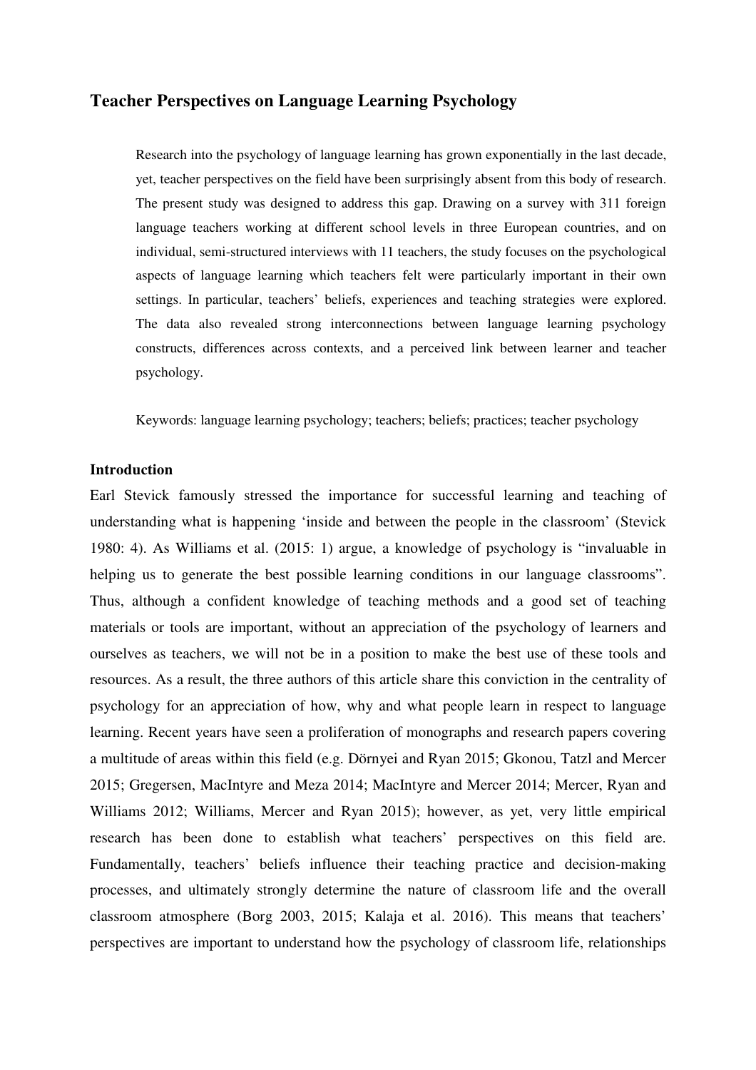# Teacher Perspectives on Language Learning Psychology

> Research into the psychology of language learning has grown exponentially in the last decade, yet, teacher perspectives on the field have been surprisingly absent from this body of research. The present study was designed to address this gap. Drawing on a survey with 311 foreign language teachers working at different school levels in three European countries, and on individual, semi-structured interviews with 11 teachers, the study focuses on the psychological aspects of language learning which teachers felt were particularly important in their own settings. In particular, teachers' beliefs, experiences and teaching strategies were explored. The data also revealed strong interconnections between language learning psychology constructs, differences across contexts, and a perceived link between learner and teacher psychology.
>
> Keywords: language learning psychology; teachers; beliefs; practices; teacher psychology

## Introduction

Earl Stevick famously stressed the importance for successful learning and teaching of understanding what is happening 'inside and between the people in the classroom' (Stevick 1980: 4). As Williams et al. (2015: 1) argue, a knowledge of psychology is "invaluable in helping us to generate the best possible learning conditions in our language classrooms". Thus, although a confident knowledge of teaching methods and a good set of teaching materials or tools are important, without an appreciation of the psychology of learners and ourselves as teachers, we will not be in a position to make the best use of these tools and resources. As a result, the three authors of this article share this conviction in the centrality of psychology for an appreciation of how, why and what people learn in respect to language learning. Recent years have seen a proliferation of monographs and research papers covering a multitude of areas within this field (e.g. Dörnyei and Ryan 2015; Gkonou, Tatzl and Mercer 2015; Gregersen, MacIntyre and Meza 2014; MacIntyre and Mercer 2014; Mercer, Ryan and Williams 2012; Williams, Mercer and Ryan 2015); however, as yet, very little empirical research has been done to establish what teachers' perspectives on this field are. Fundamentally, teachers' beliefs influence their teaching practice and decision-making processes, and ultimately strongly determine the nature of classroom life and the overall classroom atmosphere (Borg 2003, 2015; Kalaja et al. 2016). This means that teachers' perspectives are important to understand how the psychology of classroom life, relationships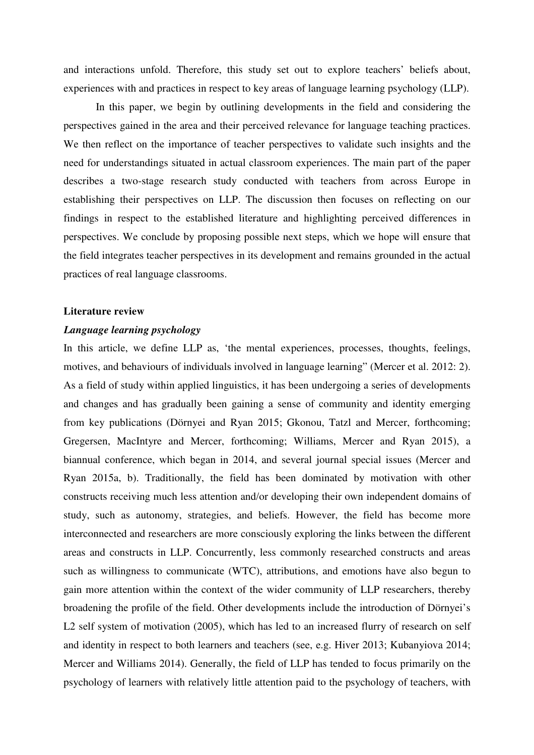and interactions unfold. Therefore, this study set out to explore teachers' beliefs about, experiences with and practices in respect to key areas of language learning psychology (LLP).

In this paper, we begin by outlining developments in the field and considering the perspectives gained in the area and their perceived relevance for language teaching practices. We then reflect on the importance of teacher perspectives to validate such insights and the need for understandings situated in actual classroom experiences. The main part of the paper describes a two-stage research study conducted with teachers from across Europe in establishing their perspectives on LLP. The discussion then focuses on reflecting on our findings in respect to the established literature and highlighting perceived differences in perspectives. We conclude by proposing possible next steps, which we hope will ensure that the field integrates teacher perspectives in its development and remains grounded in the actual practices of real language classrooms.

## Literature review

### *Language learning psychology*

In this article, we define LLP as, 'the mental experiences, processes, thoughts, feelings, motives, and behaviours of individuals involved in language learning" (Mercer et al. 2012: 2). As a field of study within applied linguistics, it has been undergoing a series of developments and changes and has gradually been gaining a sense of community and identity emerging from key publications (Dörnyei and Ryan 2015; Gkonou, Tatzl and Mercer, forthcoming; Gregersen, MacIntyre and Mercer, forthcoming; Williams, Mercer and Ryan 2015), a biannual conference, which began in 2014, and several journal special issues (Mercer and Ryan 2015a, b). Traditionally, the field has been dominated by motivation with other constructs receiving much less attention and/or developing their own independent domains of study, such as autonomy, strategies, and beliefs. However, the field has become more interconnected and researchers are more consciously exploring the links between the different areas and constructs in LLP. Concurrently, less commonly researched constructs and areas such as willingness to communicate (WTC), attributions, and emotions have also begun to gain more attention within the context of the wider community of LLP researchers, thereby broadening the profile of the field. Other developments include the introduction of Dörnyei's L2 self system of motivation (2005), which has led to an increased flurry of research on self and identity in respect to both learners and teachers (see, e.g. Hiver 2013; Kubanyiova 2014; Mercer and Williams 2014). Generally, the field of LLP has tended to focus primarily on the psychology of learners with relatively little attention paid to the psychology of teachers, with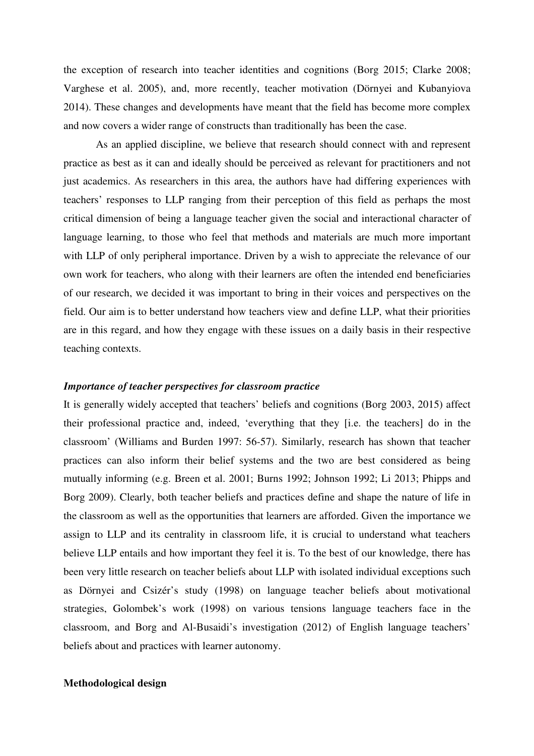the exception of research into teacher identities and cognitions (Borg 2015; Clarke 2008; Varghese et al. 2005), and, more recently, teacher motivation (Dörnyei and Kubanyiova 2014). These changes and developments have meant that the field has become more complex and now covers a wider range of constructs than traditionally has been the case.

As an applied discipline, we believe that research should connect with and represent practice as best as it can and ideally should be perceived as relevant for practitioners and not just academics. As researchers in this area, the authors have had differing experiences with teachers' responses to LLP ranging from their perception of this field as perhaps the most critical dimension of being a language teacher given the social and interactional character of language learning, to those who feel that methods and materials are much more important with LLP of only peripheral importance. Driven by a wish to appreciate the relevance of our own work for teachers, who along with their learners are often the intended end beneficiaries of our research, we decided it was important to bring in their voices and perspectives on the field. Our aim is to better understand how teachers view and define LLP, what their priorities are in this regard, and how they engage with these issues on a daily basis in their respective teaching contexts.

### *Importance of teacher perspectives for classroom practice*

It is generally widely accepted that teachers' beliefs and cognitions (Borg 2003, 2015) affect their professional practice and, indeed, 'everything that they [i.e. the teachers] do in the classroom' (Williams and Burden 1997: 56-57). Similarly, research has shown that teacher practices can also inform their belief systems and the two are best considered as being mutually informing (e.g. Breen et al. 2001; Burns 1992; Johnson 1992; Li 2013; Phipps and Borg 2009). Clearly, both teacher beliefs and practices define and shape the nature of life in the classroom as well as the opportunities that learners are afforded. Given the importance we assign to LLP and its centrality in classroom life, it is crucial to understand what teachers believe LLP entails and how important they feel it is. To the best of our knowledge, there has been very little research on teacher beliefs about LLP with isolated individual exceptions such as Dörnyei and Csizér's study (1998) on language teacher beliefs about motivational strategies, Golombek's work (1998) on various tensions language teachers face in the classroom, and Borg and Al-Busaidi's investigation (2012) of English language teachers' beliefs about and practices with learner autonomy.

## Methodological design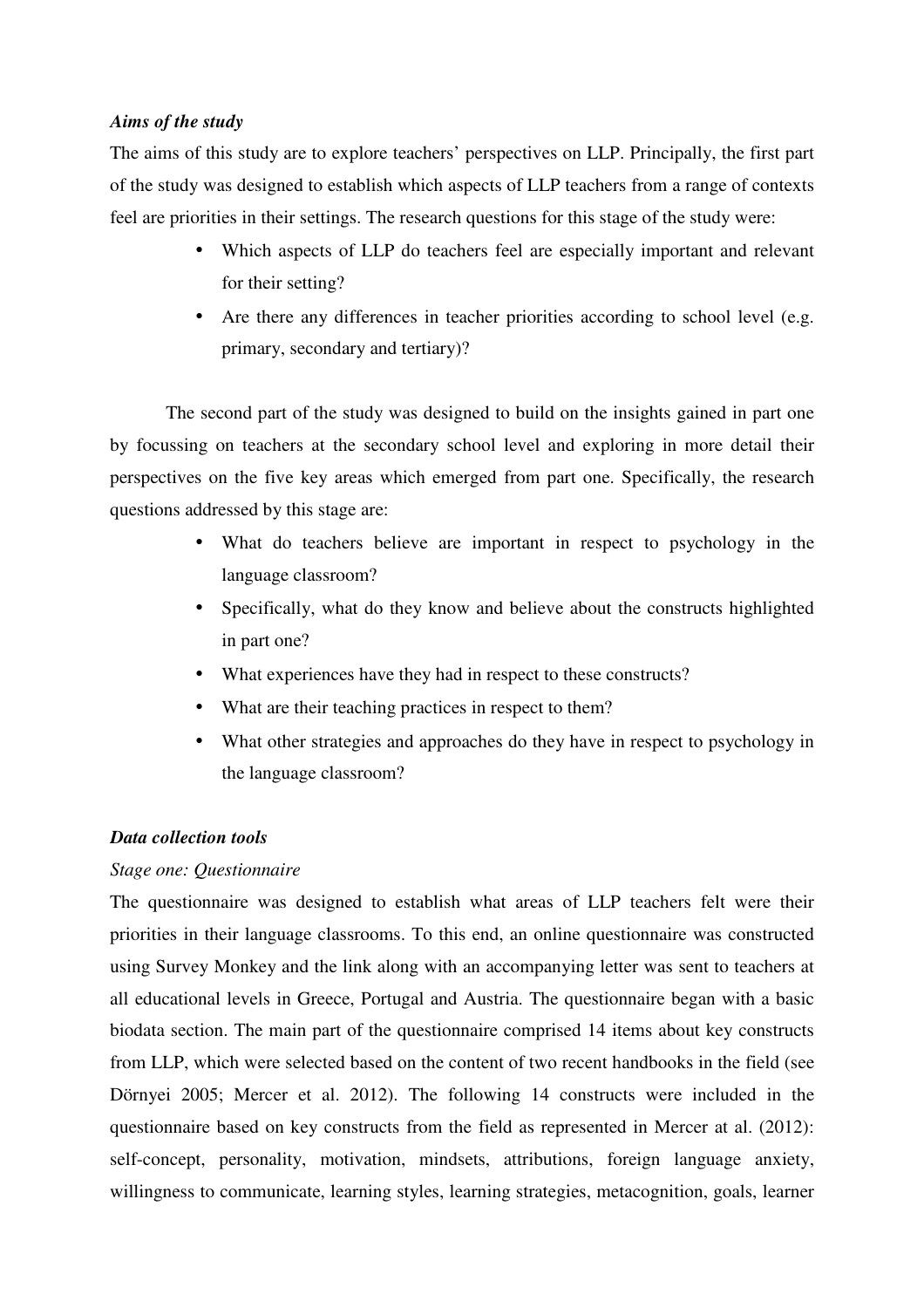***Aims of the study***

The aims of this study are to explore teachers' perspectives on LLP. Principally, the first part of the study was designed to establish which aspects of LLP teachers from a range of contexts feel are priorities in their settings. The research questions for this stage of the study were:

- Which aspects of LLP do teachers feel are especially important and relevant for their setting?
- Are there any differences in teacher priorities according to school level (e.g. primary, secondary and tertiary)?

The second part of the study was designed to build on the insights gained in part one by focussing on teachers at the secondary school level and exploring in more detail their perspectives on the five key areas which emerged from part one. Specifically, the research questions addressed by this stage are:

- What do teachers believe are important in respect to psychology in the language classroom?
- Specifically, what do they know and believe about the constructs highlighted in part one?
- What experiences have they had in respect to these constructs?
- What are their teaching practices in respect to them?
- What other strategies and approaches do they have in respect to psychology in the language classroom?

***Data collection tools***

*Stage one: Questionnaire*

The questionnaire was designed to establish what areas of LLP teachers felt were their priorities in their language classrooms. To this end, an online questionnaire was constructed using Survey Monkey and the link along with an accompanying letter was sent to teachers at all educational levels in Greece, Portugal and Austria. The questionnaire began with a basic biodata section. The main part of the questionnaire comprised 14 items about key constructs from LLP, which were selected based on the content of two recent handbooks in the field (see Dörnyei 2005; Mercer et al. 2012). The following 14 constructs were included in the questionnaire based on key constructs from the field as represented in Mercer at al. (2012): self-concept, personality, motivation, mindsets, attributions, foreign language anxiety, willingness to communicate, learning styles, learning strategies, metacognition, goals, learner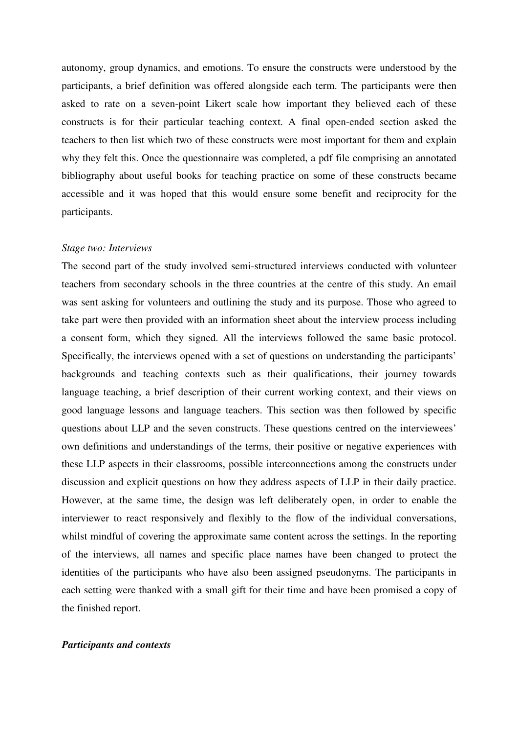autonomy, group dynamics, and emotions. To ensure the constructs were understood by the participants, a brief definition was offered alongside each term. The participants were then asked to rate on a seven-point Likert scale how important they believed each of these constructs is for their particular teaching context. A final open-ended section asked the teachers to then list which two of these constructs were most important for them and explain why they felt this. Once the questionnaire was completed, a pdf file comprising an annotated bibliography about useful books for teaching practice on some of these constructs became accessible and it was hoped that this would ensure some benefit and reciprocity for the participants.

*Stage two: Interviews*

The second part of the study involved semi-structured interviews conducted with volunteer teachers from secondary schools in the three countries at the centre of this study. An email was sent asking for volunteers and outlining the study and its purpose. Those who agreed to take part were then provided with an information sheet about the interview process including a consent form, which they signed. All the interviews followed the same basic protocol. Specifically, the interviews opened with a set of questions on understanding the participants' backgrounds and teaching contexts such as their qualifications, their journey towards language teaching, a brief description of their current working context, and their views on good language lessons and language teachers. This section was then followed by specific questions about LLP and the seven constructs. These questions centred on the interviewees' own definitions and understandings of the terms, their positive or negative experiences with these LLP aspects in their classrooms, possible interconnections among the constructs under discussion and explicit questions on how they address aspects of LLP in their daily practice. However, at the same time, the design was left deliberately open, in order to enable the interviewer to react responsively and flexibly to the flow of the individual conversations, whilst mindful of covering the approximate same content across the settings. In the reporting of the interviews, all names and specific place names have been changed to protect the identities of the participants who have also been assigned pseudonyms. The participants in each setting were thanked with a small gift for their time and have been promised a copy of the finished report.

***Participants and contexts***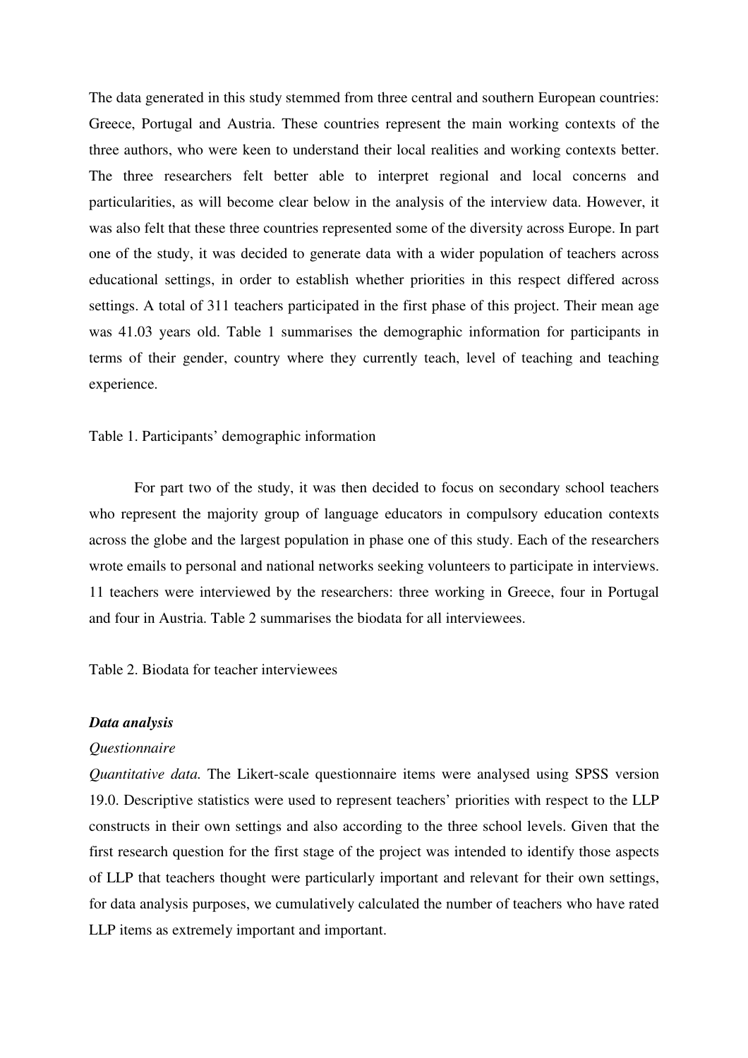The data generated in this study stemmed from three central and southern European countries: Greece, Portugal and Austria. These countries represent the main working contexts of the three authors, who were keen to understand their local realities and working contexts better. The three researchers felt better able to interpret regional and local concerns and particularities, as will become clear below in the analysis of the interview data. However, it was also felt that these three countries represented some of the diversity across Europe. In part one of the study, it was decided to generate data with a wider population of teachers across educational settings, in order to establish whether priorities in this respect differed across settings. A total of 311 teachers participated in the first phase of this project. Their mean age was 41.03 years old. Table 1 summarises the demographic information for participants in terms of their gender, country where they currently teach, level of teaching and teaching experience.

Table 1. Participants' demographic information

For part two of the study, it was then decided to focus on secondary school teachers who represent the majority group of language educators in compulsory education contexts across the globe and the largest population in phase one of this study. Each of the researchers wrote emails to personal and national networks seeking volunteers to participate in interviews. 11 teachers were interviewed by the researchers: three working in Greece, four in Portugal and four in Austria. Table 2 summarises the biodata for all interviewees.

Table 2. Biodata for teacher interviewees

### *Data analysis*

#### *Questionnaire*

*Quantitative data.* The Likert-scale questionnaire items were analysed using SPSS version 19.0. Descriptive statistics were used to represent teachers' priorities with respect to the LLP constructs in their own settings and also according to the three school levels. Given that the first research question for the first stage of the project was intended to identify those aspects of LLP that teachers thought were particularly important and relevant for their own settings, for data analysis purposes, we cumulatively calculated the number of teachers who have rated LLP items as extremely important and important.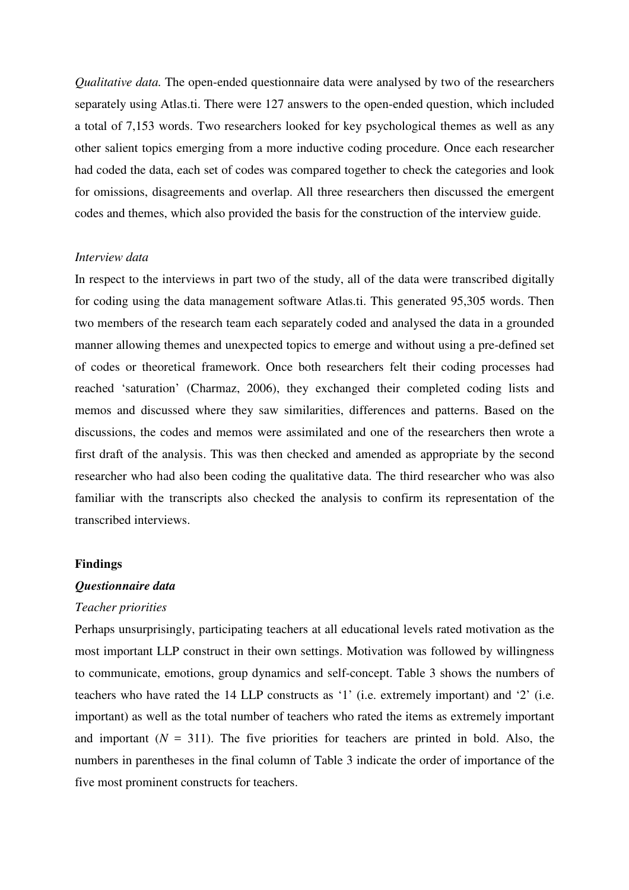*Qualitative data.* The open-ended questionnaire data were analysed by two of the researchers separately using Atlas.ti. There were 127 answers to the open-ended question, which included a total of 7,153 words. Two researchers looked for key psychological themes as well as any other salient topics emerging from a more inductive coding procedure. Once each researcher had coded the data, each set of codes was compared together to check the categories and look for omissions, disagreements and overlap. All three researchers then discussed the emergent codes and themes, which also provided the basis for the construction of the interview guide.

*Interview data*

In respect to the interviews in part two of the study, all of the data were transcribed digitally for coding using the data management software Atlas.ti. This generated 95,305 words. Then two members of the research team each separately coded and analysed the data in a grounded manner allowing themes and unexpected topics to emerge and without using a pre-defined set of codes or theoretical framework. Once both researchers felt their coding processes had reached 'saturation' (Charmaz, 2006), they exchanged their completed coding lists and memos and discussed where they saw similarities, differences and patterns. Based on the discussions, the codes and memos were assimilated and one of the researchers then wrote a first draft of the analysis. This was then checked and amended as appropriate by the second researcher who had also been coding the qualitative data. The third researcher who was also familiar with the transcripts also checked the analysis to confirm its representation of the transcribed interviews.

## Findings

### *Questionnaire data*

*Teacher priorities*

Perhaps unsurprisingly, participating teachers at all educational levels rated motivation as the most important LLP construct in their own settings. Motivation was followed by willingness to communicate, emotions, group dynamics and self-concept. Table 3 shows the numbers of teachers who have rated the 14 LLP constructs as '1' (i.e. extremely important) and '2' (i.e. important) as well as the total number of teachers who rated the items as extremely important and important ($N$ = 311). The five priorities for teachers are printed in bold. Also, the numbers in parentheses in the final column of Table 3 indicate the order of importance of the five most prominent constructs for teachers.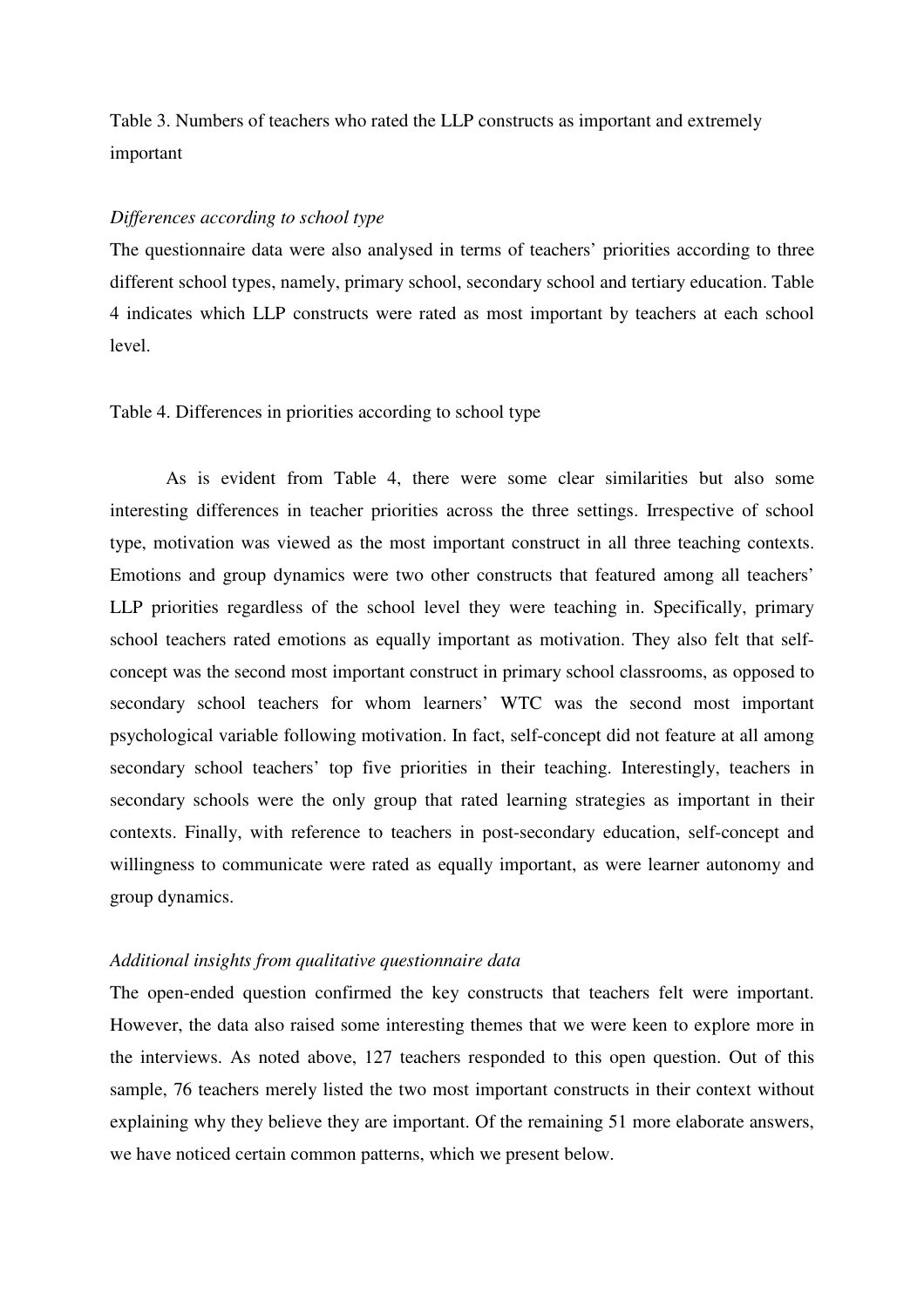Table 3. Numbers of teachers who rated the LLP constructs as important and extremely important

*Differences according to school type*

The questionnaire data were also analysed in terms of teachers' priorities according to three different school types, namely, primary school, secondary school and tertiary education. Table 4 indicates which LLP constructs were rated as most important by teachers at each school level.

Table 4. Differences in priorities according to school type

As is evident from Table 4, there were some clear similarities but also some interesting differences in teacher priorities across the three settings. Irrespective of school type, motivation was viewed as the most important construct in all three teaching contexts. Emotions and group dynamics were two other constructs that featured among all teachers' LLP priorities regardless of the school level they were teaching in. Specifically, primary school teachers rated emotions as equally important as motivation. They also felt that self-concept was the second most important construct in primary school classrooms, as opposed to secondary school teachers for whom learners' WTC was the second most important psychological variable following motivation. In fact, self-concept did not feature at all among secondary school teachers' top five priorities in their teaching. Interestingly, teachers in secondary schools were the only group that rated learning strategies as important in their contexts. Finally, with reference to teachers in post-secondary education, self-concept and willingness to communicate were rated as equally important, as were learner autonomy and group dynamics.

*Additional insights from qualitative questionnaire data*

The open-ended question confirmed the key constructs that teachers felt were important. However, the data also raised some interesting themes that we were keen to explore more in the interviews. As noted above, 127 teachers responded to this open question. Out of this sample, 76 teachers merely listed the two most important constructs in their context without explaining why they believe they are important. Of the remaining 51 more elaborate answers, we have noticed certain common patterns, which we present below.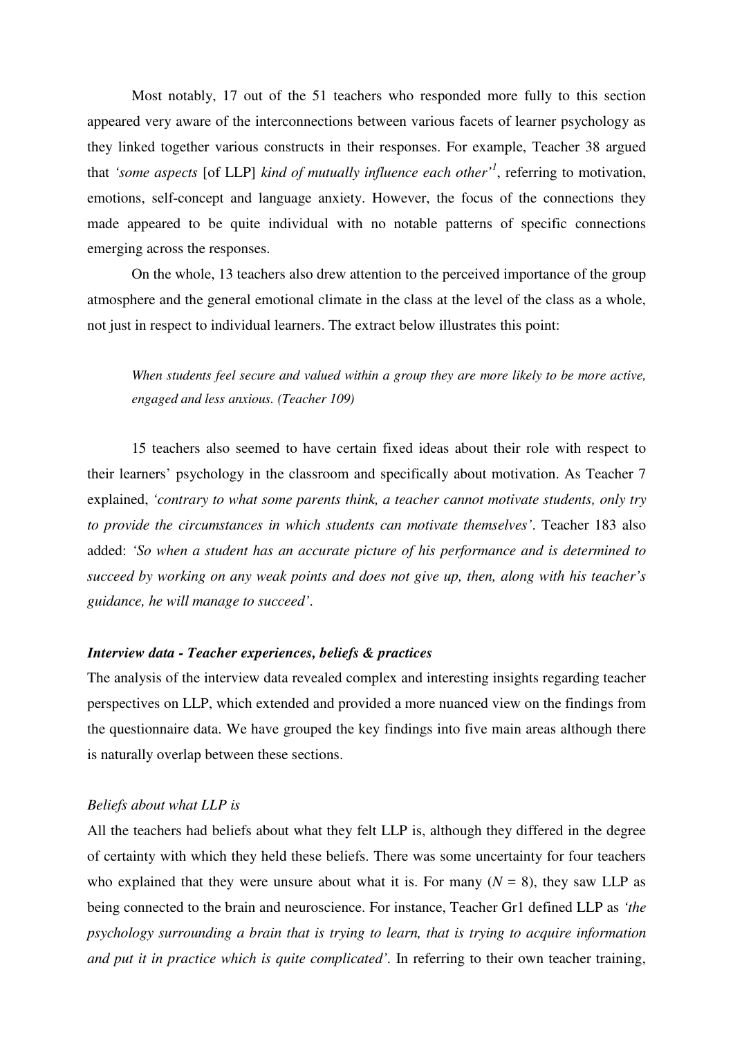Most notably, 17 out of the 51 teachers who responded more fully to this section appeared very aware of the interconnections between various facets of learner psychology as they linked together various constructs in their responses. For example, Teacher 38 argued that *'some aspects* [of LLP] *kind of mutually influence each other'*[1], referring to motivation, emotions, self-concept and language anxiety. However, the focus of the connections they made appeared to be quite individual with no notable patterns of specific connections emerging across the responses.

On the whole, 13 teachers also drew attention to the perceived importance of the group atmosphere and the general emotional climate in the class at the level of the class as a whole, not just in respect to individual learners. The extract below illustrates this point:

> *When students feel secure and valued within a group they are more likely to be more active, engaged and less anxious. (Teacher 109)*

15 teachers also seemed to have certain fixed ideas about their role with respect to their learners' psychology in the classroom and specifically about motivation. As Teacher 7 explained, *'contrary to what some parents think, a teacher cannot motivate students, only try to provide the circumstances in which students can motivate themselves'*. Teacher 183 also added: *'So when a student has an accurate picture of his performance and is determined to succeed by working on any weak points and does not give up, then, along with his teacher's guidance, he will manage to succeed'*.

### *Interview data - Teacher experiences, beliefs & practices*

The analysis of the interview data revealed complex and interesting insights regarding teacher perspectives on LLP, which extended and provided a more nuanced view on the findings from the questionnaire data. We have grouped the key findings into five main areas although there is naturally overlap between these sections.

#### *Beliefs about what LLP is*

All the teachers had beliefs about what they felt LLP is, although they differed in the degree of certainty with which they held these beliefs. There was some uncertainty for four teachers who explained that they were unsure about what it is. For many ($N$ = 8), they saw LLP as being connected to the brain and neuroscience. For instance, Teacher Gr1 defined LLP as *'the psychology surrounding a brain that is trying to learn, that is trying to acquire information and put it in practice which is quite complicated'*. In referring to their own teacher training,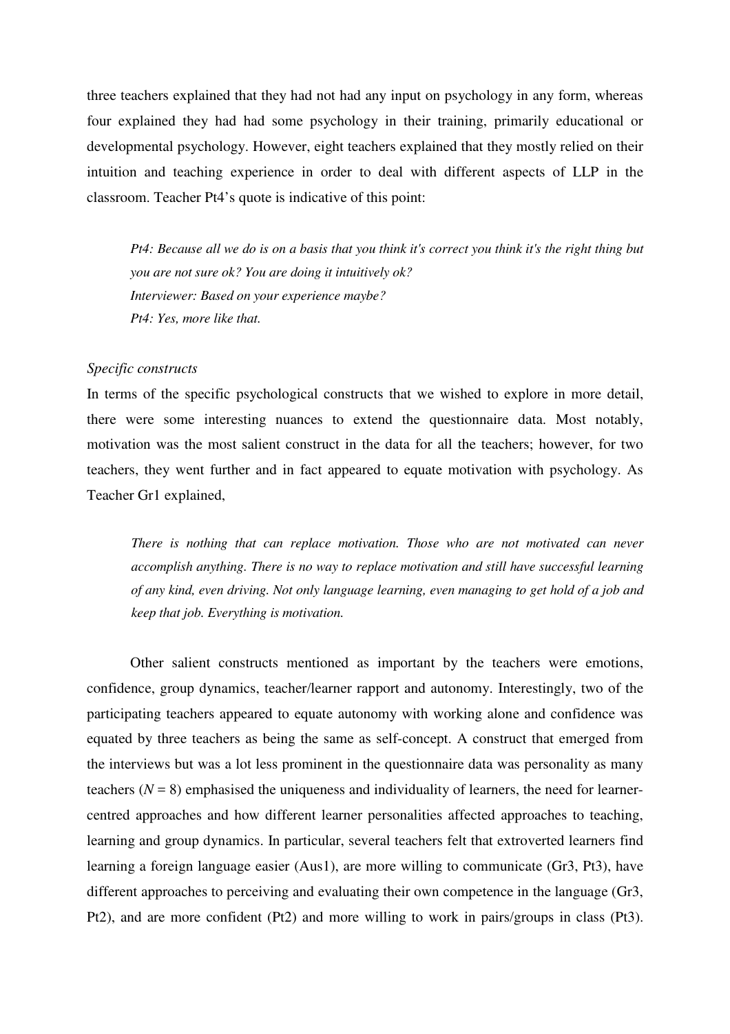three teachers explained that they had not had any input on psychology in any form, whereas four explained they had had some psychology in their training, primarily educational or developmental psychology. However, eight teachers explained that they mostly relied on their intuition and teaching experience in order to deal with different aspects of LLP in the classroom. Teacher Pt4's quote is indicative of this point:

> *Pt4: Because all we do is on a basis that you think it's correct you think it's the right thing but you are not sure ok? You are doing it intuitively ok?*
> *Interviewer: Based on your experience maybe?*
> *Pt4: Yes, more like that.*

*Specific constructs*

In terms of the specific psychological constructs that we wished to explore in more detail, there were some interesting nuances to extend the questionnaire data. Most notably, motivation was the most salient construct in the data for all the teachers; however, for two teachers, they went further and in fact appeared to equate motivation with psychology. As Teacher Gr1 explained,

> *There is nothing that can replace motivation. Those who are not motivated can never accomplish anything. There is no way to replace motivation and still have successful learning of any kind, even driving. Not only language learning, even managing to get hold of a job and keep that job. Everything is motivation.*

Other salient constructs mentioned as important by the teachers were emotions, confidence, group dynamics, teacher/learner rapport and autonomy. Interestingly, two of the participating teachers appeared to equate autonomy with working alone and confidence was equated by three teachers as being the same as self-concept. A construct that emerged from the interviews but was a lot less prominent in the questionnaire data was personality as many teachers ($N = 8$) emphasised the uniqueness and individuality of learners, the need for learner-centred approaches and how different learner personalities affected approaches to teaching, learning and group dynamics. In particular, several teachers felt that extroverted learners find learning a foreign language easier (Aus1), are more willing to communicate (Gr3, Pt3), have different approaches to perceiving and evaluating their own competence in the language (Gr3, Pt2), and are more confident (Pt2) and more willing to work in pairs/groups in class (Pt3).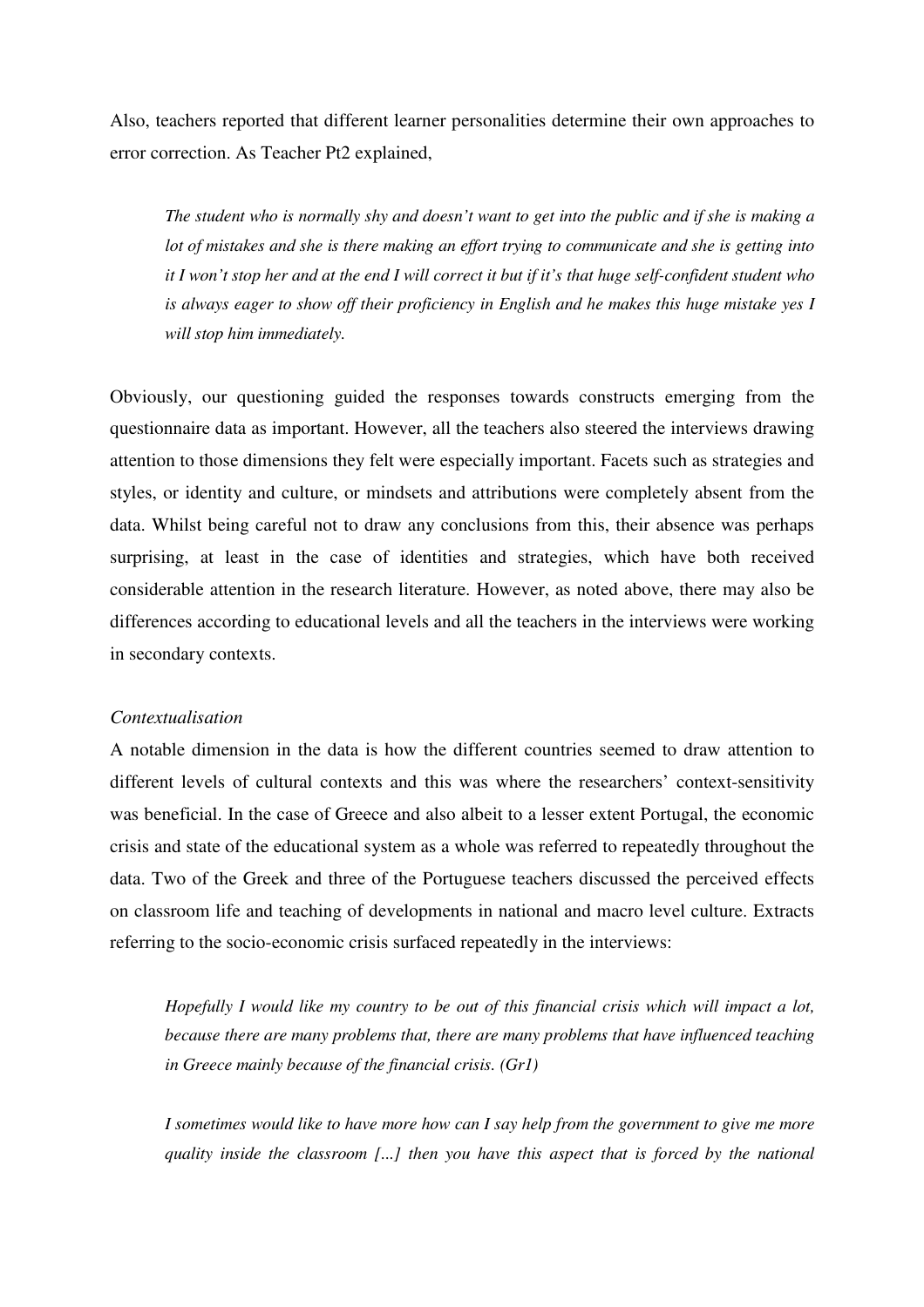Also, teachers reported that different learner personalities determine their own approaches to error correction. As Teacher Pt2 explained,

> *The student who is normally shy and doesn't want to get into the public and if she is making a lot of mistakes and she is there making an effort trying to communicate and she is getting into it I won't stop her and at the end I will correct it but if it's that huge self-confident student who is always eager to show off their proficiency in English and he makes this huge mistake yes I will stop him immediately.*

Obviously, our questioning guided the responses towards constructs emerging from the questionnaire data as important. However, all the teachers also steered the interviews drawing attention to those dimensions they felt were especially important. Facets such as strategies and styles, or identity and culture, or mindsets and attributions were completely absent from the data. Whilst being careful not to draw any conclusions from this, their absence was perhaps surprising, at least in the case of identities and strategies, which have both received considerable attention in the research literature. However, as noted above, there may also be differences according to educational levels and all the teachers in the interviews were working in secondary contexts.

*Contextualisation*

A notable dimension in the data is how the different countries seemed to draw attention to different levels of cultural contexts and this was where the researchers' context-sensitivity was beneficial. In the case of Greece and also albeit to a lesser extent Portugal, the economic crisis and state of the educational system as a whole was referred to repeatedly throughout the data. Two of the Greek and three of the Portuguese teachers discussed the perceived effects on classroom life and teaching of developments in national and macro level culture. Extracts referring to the socio-economic crisis surfaced repeatedly in the interviews:

> *Hopefully I would like my country to be out of this financial crisis which will impact a lot, because there are many problems that, there are many problems that have influenced teaching in Greece mainly because of the financial crisis. (Gr1)*

> *I sometimes would like to have more how can I say help from the government to give me more quality inside the classroom [...] then you have this aspect that is forced by the national*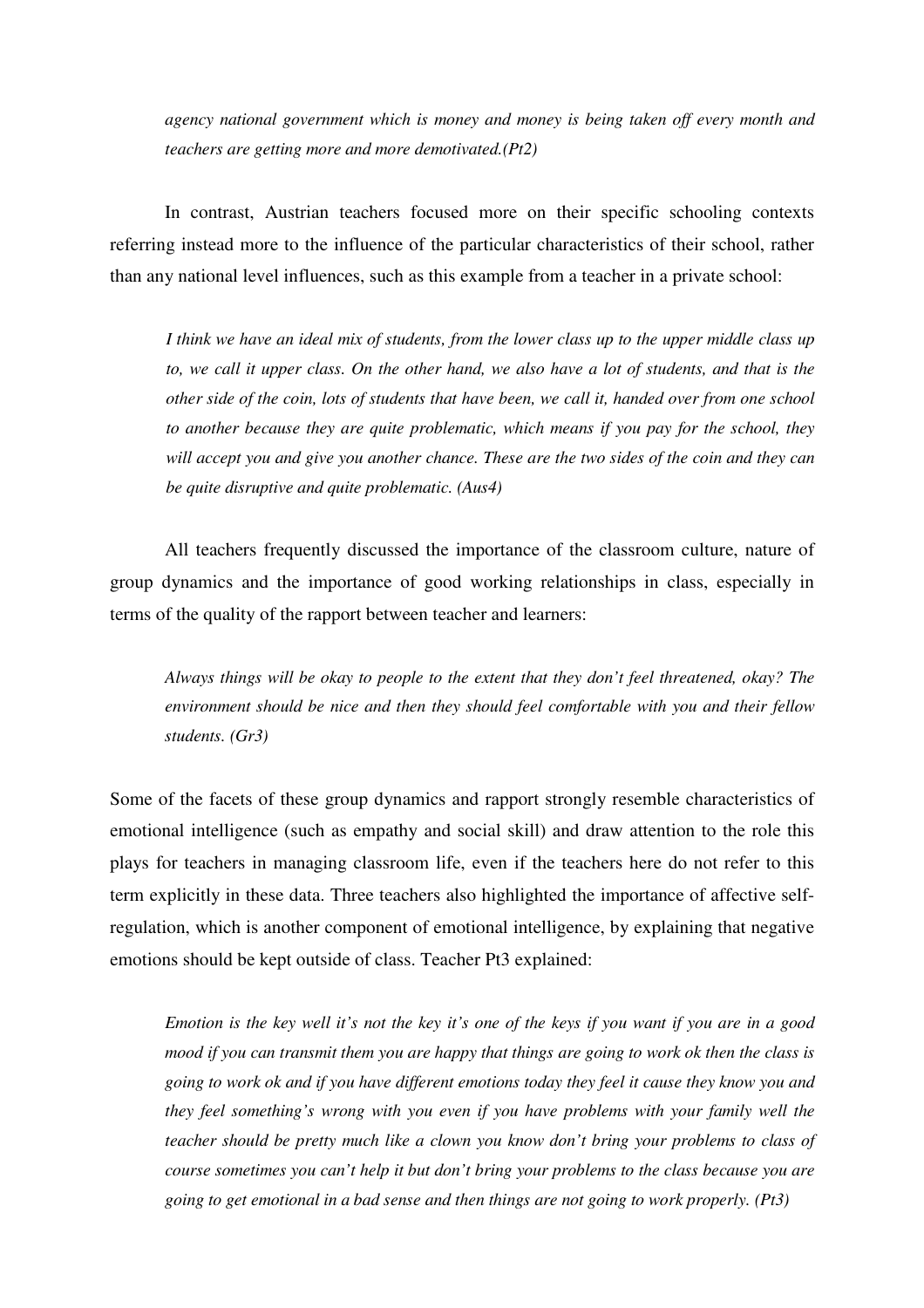*agency national government which is money and money is being taken off every month and teachers are getting more and more demotivated.(Pt2)*

In contrast, Austrian teachers focused more on their specific schooling contexts referring instead more to the influence of the particular characteristics of their school, rather than any national level influences, such as this example from a teacher in a private school:

*I think we have an ideal mix of students, from the lower class up to the upper middle class up to, we call it upper class. On the other hand, we also have a lot of students, and that is the other side of the coin, lots of students that have been, we call it, handed over from one school to another because they are quite problematic, which means if you pay for the school, they will accept you and give you another chance. These are the two sides of the coin and they can be quite disruptive and quite problematic. (Aus4)*

All teachers frequently discussed the importance of the classroom culture, nature of group dynamics and the importance of good working relationships in class, especially in terms of the quality of the rapport between teacher and learners:

*Always things will be okay to people to the extent that they don't feel threatened, okay? The environment should be nice and then they should feel comfortable with you and their fellow students. (Gr3)*

Some of the facets of these group dynamics and rapport strongly resemble characteristics of emotional intelligence (such as empathy and social skill) and draw attention to the role this plays for teachers in managing classroom life, even if the teachers here do not refer to this term explicitly in these data. Three teachers also highlighted the importance of affective self-regulation, which is another component of emotional intelligence, by explaining that negative emotions should be kept outside of class. Teacher Pt3 explained:

*Emotion is the key well it's not the key it's one of the keys if you want if you are in a good mood if you can transmit them you are happy that things are going to work ok then the class is going to work ok and if you have different emotions today they feel it cause they know you and they feel something's wrong with you even if you have problems with your family well the teacher should be pretty much like a clown you know don't bring your problems to class of course sometimes you can't help it but don't bring your problems to the class because you are going to get emotional in a bad sense and then things are not going to work properly. (Pt3)*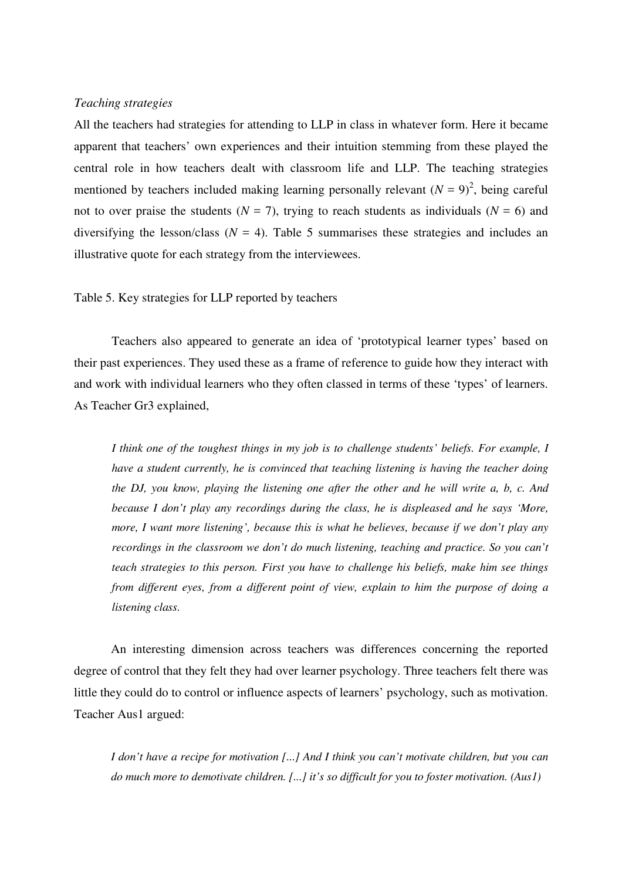*Teaching strategies*

All the teachers had strategies for attending to LLP in class in whatever form. Here it became apparent that teachers' own experiences and their intuition stemming from these played the central role in how teachers dealt with classroom life and LLP. The teaching strategies mentioned by teachers included making learning personally relevant ($N = 9$)[2], being careful not to over praise the students ($N = 7$), trying to reach students as individuals ($N = 6$) and diversifying the lesson/class ($N = 4$). Table 5 summarises these strategies and includes an illustrative quote for each strategy from the interviewees.

Table 5. Key strategies for LLP reported by teachers

Teachers also appeared to generate an idea of 'prototypical learner types' based on their past experiences. They used these as a frame of reference to guide how they interact with and work with individual learners who they often classed in terms of these 'types' of learners. As Teacher Gr3 explained,

> *I think one of the toughest things in my job is to challenge students' beliefs. For example, I have a student currently, he is convinced that teaching listening is having the teacher doing the DJ, you know, playing the listening one after the other and he will write a, b, c. And because I don't play any recordings during the class, he is displeased and he says 'More, more, I want more listening', because this is what he believes, because if we don't play any recordings in the classroom we don't do much listening, teaching and practice. So you can't teach strategies to this person. First you have to challenge his beliefs, make him see things from different eyes, from a different point of view, explain to him the purpose of doing a listening class.*

An interesting dimension across teachers was differences concerning the reported degree of control that they felt they had over learner psychology. Three teachers felt there was little they could do to control or influence aspects of learners' psychology, such as motivation. Teacher Aus1 argued:

> *I don't have a recipe for motivation [...] And I think you can't motivate children, but you can do much more to demotivate children. [...] it's so difficult for you to foster motivation. (Aus1)*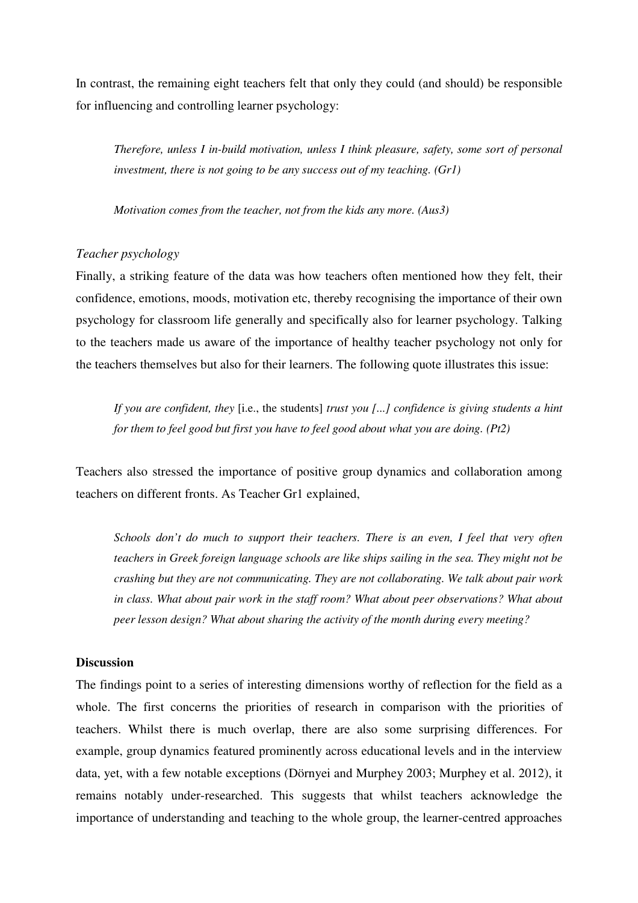In contrast, the remaining eight teachers felt that only they could (and should) be responsible for influencing and controlling learner psychology:

> *Therefore, unless I in-build motivation, unless I think pleasure, safety, some sort of personal investment, there is not going to be any success out of my teaching. (Gr1)*

> *Motivation comes from the teacher, not from the kids any more. (Aus3)*

*Teacher psychology*

Finally, a striking feature of the data was how teachers often mentioned how they felt, their confidence, emotions, moods, motivation etc, thereby recognising the importance of their own psychology for classroom life generally and specifically also for learner psychology. Talking to the teachers made us aware of the importance of healthy teacher psychology not only for the teachers themselves but also for their learners. The following quote illustrates this issue:

> *If you are confident, they* [i.e., the students] *trust you [...] confidence is giving students a hint for them to feel good but first you have to feel good about what you are doing. (Pt2)*

Teachers also stressed the importance of positive group dynamics and collaboration among teachers on different fronts. As Teacher Gr1 explained,

> *Schools don't do much to support their teachers. There is an even, I feel that very often teachers in Greek foreign language schools are like ships sailing in the sea. They might not be crashing but they are not communicating. They are not collaborating. We talk about pair work in class. What about pair work in the staff room? What about peer observations? What about peer lesson design? What about sharing the activity of the month during every meeting?*

**Discussion**

The findings point to a series of interesting dimensions worthy of reflection for the field as a whole. The first concerns the priorities of research in comparison with the priorities of teachers. Whilst there is much overlap, there are also some surprising differences. For example, group dynamics featured prominently across educational levels and in the interview data, yet, with a few notable exceptions (Dörnyei and Murphey 2003; Murphey et al. 2012), it remains notably under-researched. This suggests that whilst teachers acknowledge the importance of understanding and teaching to the whole group, the learner-centred approaches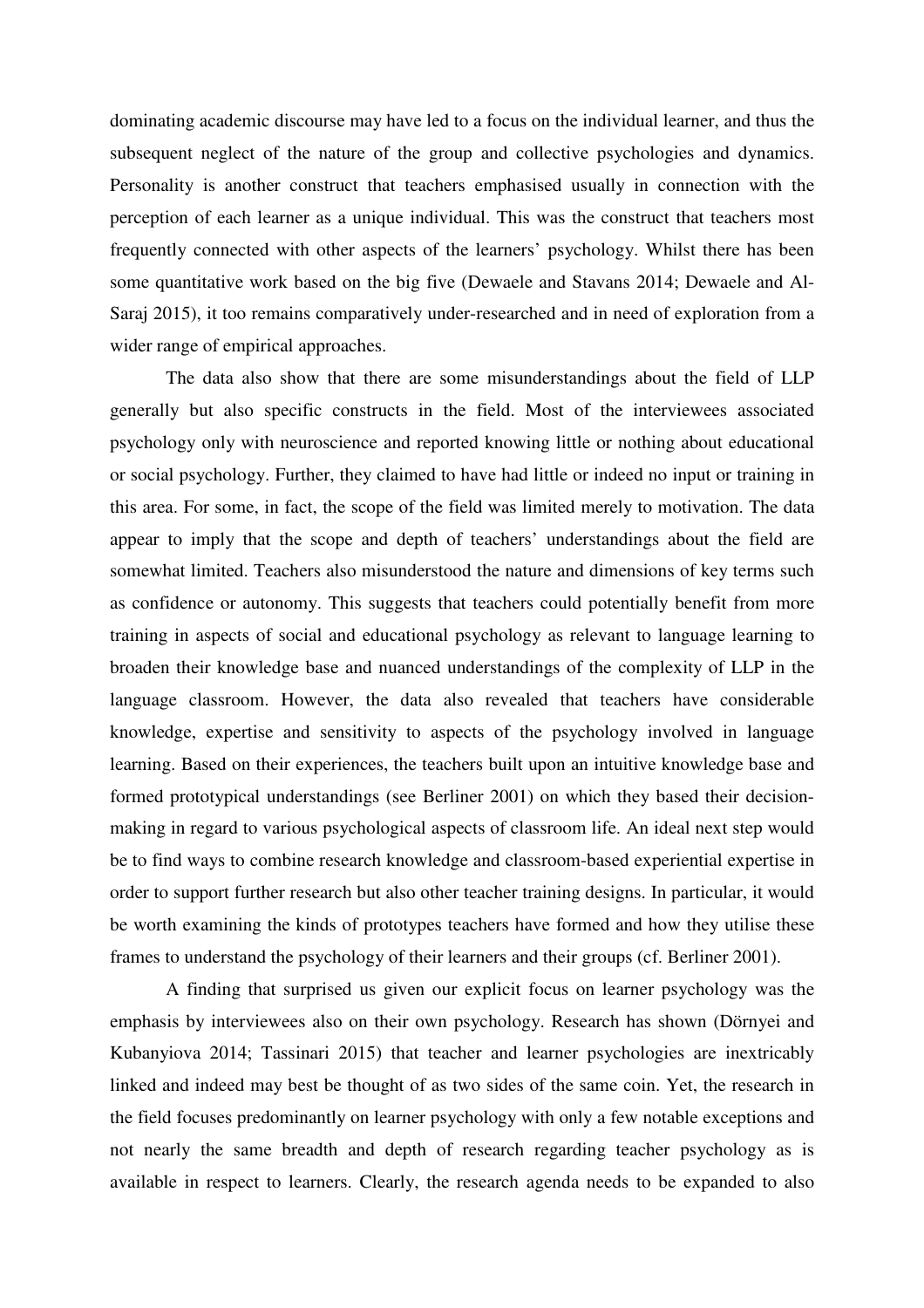dominating academic discourse may have led to a focus on the individual learner, and thus the subsequent neglect of the nature of the group and collective psychologies and dynamics. Personality is another construct that teachers emphasised usually in connection with the perception of each learner as a unique individual. This was the construct that teachers most frequently connected with other aspects of the learners' psychology. Whilst there has been some quantitative work based on the big five (Dewaele and Stavans 2014; Dewaele and Al-Saraj 2015), it too remains comparatively under-researched and in need of exploration from a wider range of empirical approaches.

The data also show that there are some misunderstandings about the field of LLP generally but also specific constructs in the field. Most of the interviewees associated psychology only with neuroscience and reported knowing little or nothing about educational or social psychology. Further, they claimed to have had little or indeed no input or training in this area. For some, in fact, the scope of the field was limited merely to motivation. The data appear to imply that the scope and depth of teachers' understandings about the field are somewhat limited. Teachers also misunderstood the nature and dimensions of key terms such as confidence or autonomy. This suggests that teachers could potentially benefit from more training in aspects of social and educational psychology as relevant to language learning to broaden their knowledge base and nuanced understandings of the complexity of LLP in the language classroom. However, the data also revealed that teachers have considerable knowledge, expertise and sensitivity to aspects of the psychology involved in language learning. Based on their experiences, the teachers built upon an intuitive knowledge base and formed prototypical understandings (see Berliner 2001) on which they based their decision-making in regard to various psychological aspects of classroom life. An ideal next step would be to find ways to combine research knowledge and classroom-based experiential expertise in order to support further research but also other teacher training designs. In particular, it would be worth examining the kinds of prototypes teachers have formed and how they utilise these frames to understand the psychology of their learners and their groups (cf. Berliner 2001).

A finding that surprised us given our explicit focus on learner psychology was the emphasis by interviewees also on their own psychology. Research has shown (Dörnyei and Kubanyiova 2014; Tassinari 2015) that teacher and learner psychologies are inextricably linked and indeed may best be thought of as two sides of the same coin. Yet, the research in the field focuses predominantly on learner psychology with only a few notable exceptions and not nearly the same breadth and depth of research regarding teacher psychology as is available in respect to learners. Clearly, the research agenda needs to be expanded to also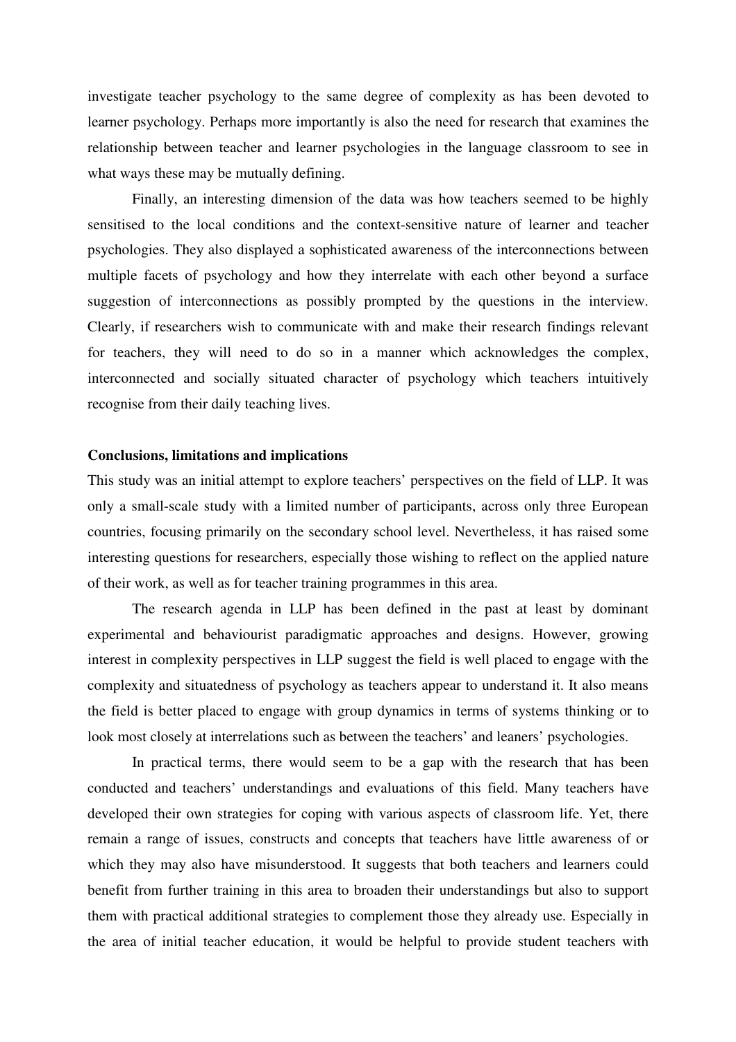investigate teacher psychology to the same degree of complexity as has been devoted to learner psychology. Perhaps more importantly is also the need for research that examines the relationship between teacher and learner psychologies in the language classroom to see in what ways these may be mutually defining.

Finally, an interesting dimension of the data was how teachers seemed to be highly sensitised to the local conditions and the context-sensitive nature of learner and teacher psychologies. They also displayed a sophisticated awareness of the interconnections between multiple facets of psychology and how they interrelate with each other beyond a surface suggestion of interconnections as possibly prompted by the questions in the interview. Clearly, if researchers wish to communicate with and make their research findings relevant for teachers, they will need to do so in a manner which acknowledges the complex, interconnected and socially situated character of psychology which teachers intuitively recognise from their daily teaching lives.

## Conclusions, limitations and implications

This study was an initial attempt to explore teachers' perspectives on the field of LLP. It was only a small-scale study with a limited number of participants, across only three European countries, focusing primarily on the secondary school level. Nevertheless, it has raised some interesting questions for researchers, especially those wishing to reflect on the applied nature of their work, as well as for teacher training programmes in this area.

The research agenda in LLP has been defined in the past at least by dominant experimental and behaviourist paradigmatic approaches and designs. However, growing interest in complexity perspectives in LLP suggest the field is well placed to engage with the complexity and situatedness of psychology as teachers appear to understand it. It also means the field is better placed to engage with group dynamics in terms of systems thinking or to look most closely at interrelations such as between the teachers' and leaners' psychologies.

In practical terms, there would seem to be a gap with the research that has been conducted and teachers' understandings and evaluations of this field. Many teachers have developed their own strategies for coping with various aspects of classroom life. Yet, there remain a range of issues, constructs and concepts that teachers have little awareness of or which they may also have misunderstood. It suggests that both teachers and learners could benefit from further training in this area to broaden their understandings but also to support them with practical additional strategies to complement those they already use. Especially in the area of initial teacher education, it would be helpful to provide student teachers with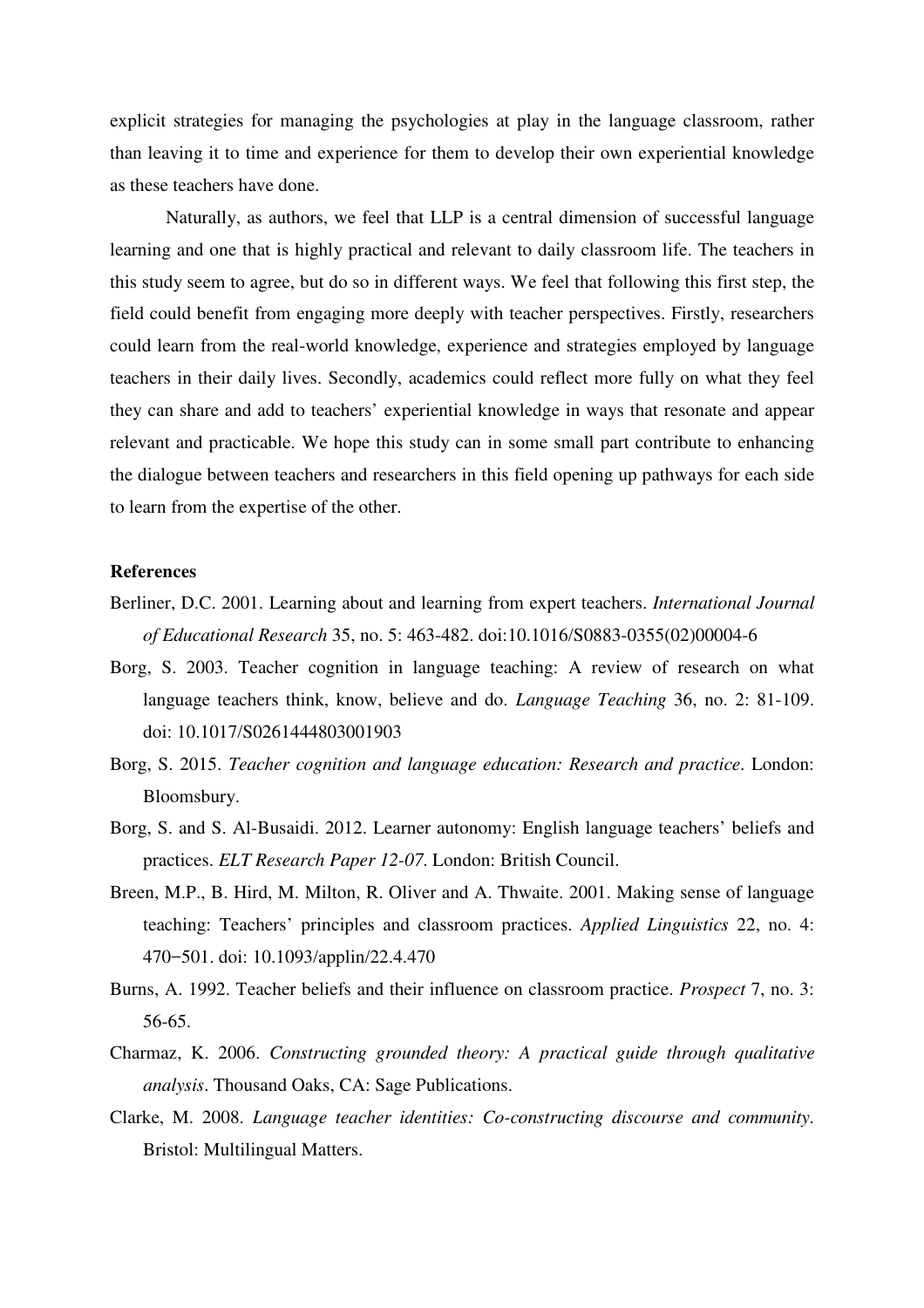explicit strategies for managing the psychologies at play in the language classroom, rather than leaving it to time and experience for them to develop their own experiential knowledge as these teachers have done.

Naturally, as authors, we feel that LLP is a central dimension of successful language learning and one that is highly practical and relevant to daily classroom life. The teachers in this study seem to agree, but do so in different ways. We feel that following this first step, the field could benefit from engaging more deeply with teacher perspectives. Firstly, researchers could learn from the real-world knowledge, experience and strategies employed by language teachers in their daily lives. Secondly, academics could reflect more fully on what they feel they can share and add to teachers' experiential knowledge in ways that resonate and appear relevant and practicable. We hope this study can in some small part contribute to enhancing the dialogue between teachers and researchers in this field opening up pathways for each side to learn from the expertise of the other.

**References**

Berliner, D.C. 2001. Learning about and learning from expert teachers. *International Journal of Educational Research* 35, no. 5: 463-482. doi:10.1016/S0883-0355(02)00004-6

Borg, S. 2003. Teacher cognition in language teaching: A review of research on what language teachers think, know, believe and do. *Language Teaching* 36, no. 2: 81-109. doi: 10.1017/S0261444803001903

Borg, S. 2015. *Teacher cognition and language education: Research and practice*. London: Bloomsbury.

Borg, S. and S. Al-Busaidi. 2012. Learner autonomy: English language teachers' beliefs and practices. *ELT Research Paper 12-07*. London: British Council.

Breen, M.P., B. Hird, M. Milton, R. Oliver and A. Thwaite. 2001. Making sense of language teaching: Teachers' principles and classroom practices. *Applied Linguistics* 22, no. 4: 470−501. doi: 10.1093/applin/22.4.470

Burns, A. 1992. Teacher beliefs and their influence on classroom practice. *Prospect* 7, no. 3: 56-65.

Charmaz, K. 2006. *Constructing grounded theory: A practical guide through qualitative analysis*. Thousand Oaks, CA: Sage Publications.

Clarke, M. 2008. *Language teacher identities: Co-constructing discourse and community*. Bristol: Multilingual Matters.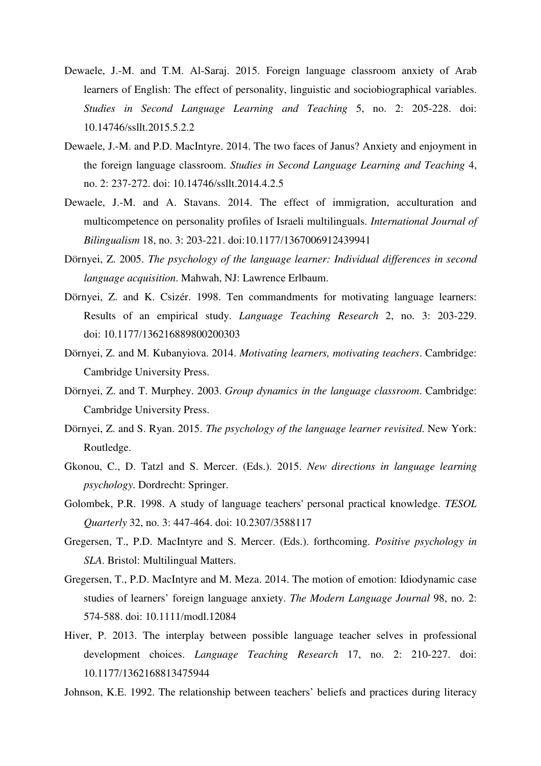Dewaele, J.-M. and T.M. Al-Saraj. 2015. Foreign language classroom anxiety of Arab learners of English: The effect of personality, linguistic and sociobiographical variables. *Studies in Second Language Learning and Teaching* 5, no. 2: 205-228. doi: 10.14746/ssllt.2015.5.2.2

Dewaele, J.-M. and P.D. MacIntyre. 2014. The two faces of Janus? Anxiety and enjoyment in the foreign language classroom. *Studies in Second Language Learning and Teaching* 4, no. 2: 237-272. doi: 10.14746/ssllt.2014.4.2.5

Dewaele, J.-M. and A. Stavans. 2014. The effect of immigration, acculturation and multicompetence on personality profiles of Israeli multilinguals. *International Journal of Bilingualism* 18, no. 3: 203-221. doi:10.1177/1367006912439941

Dörnyei, Z. 2005. *The psychology of the language learner: Individual differences in second language acquisition*. Mahwah, NJ: Lawrence Erlbaum.

Dörnyei, Z. and K. Csizér. 1998. Ten commandments for motivating language learners: Results of an empirical study. *Language Teaching Research* 2, no. 3: 203-229. doi: 10.1177/136216889800200303

Dörnyei, Z. and M. Kubanyiova. 2014. *Motivating learners, motivating teachers*. Cambridge: Cambridge University Press.

Dörnyei, Z. and T. Murphey. 2003. *Group dynamics in the language classroom*. Cambridge: Cambridge University Press.

Dörnyei, Z. and S. Ryan. 2015. *The psychology of the language learner revisited*. New York: Routledge.

Gkonou, C., D. Tatzl and S. Mercer. (Eds.). 2015. *New directions in language learning psychology*. Dordrecht: Springer.

Golombek, P.R. 1998. A study of language teachers' personal practical knowledge. *TESOL Quarterly* 32, no. 3: 447-464. doi: 10.2307/3588117

Gregersen, T., P.D. MacIntyre and S. Mercer. (Eds.). forthcoming. *Positive psychology in SLA*. Bristol: Multilingual Matters.

Gregersen, T., P.D. MacIntyre and M. Meza. 2014. The motion of emotion: Idiodynamic case studies of learners' foreign language anxiety. *The Modern Language Journal* 98, no. 2: 574-588. doi: 10.1111/modl.12084

Hiver, P. 2013. The interplay between possible language teacher selves in professional development choices. *Language Teaching Research* 17, no. 2: 210-227. doi: 10.1177/1362168813475944

Johnson, K.E. 1992. The relationship between teachers' beliefs and practices during literacy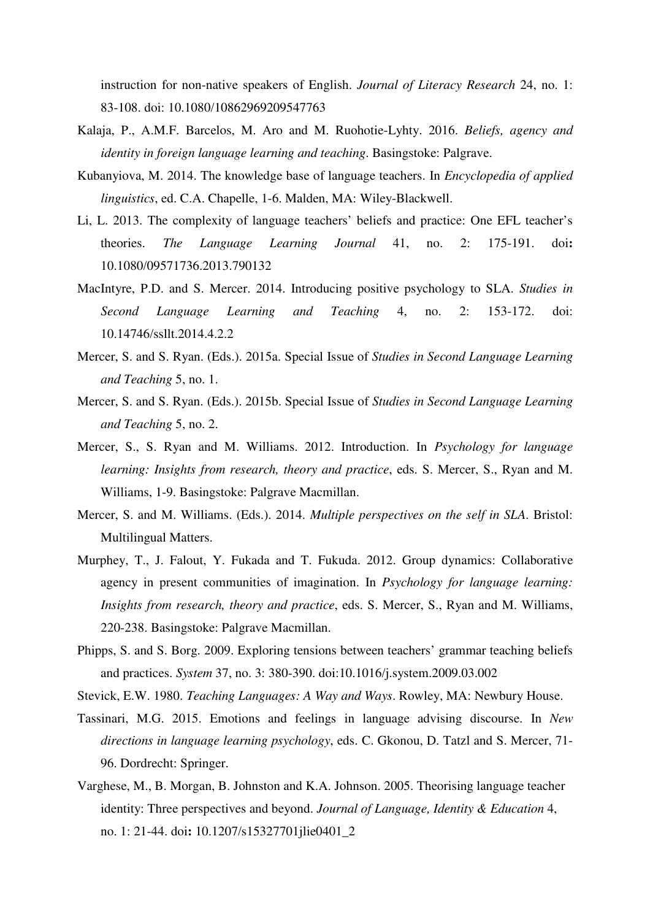instruction for non-native speakers of English. *Journal of Literacy Research* 24, no. 1: 83-108. doi: 10.1080/10862969209547763

Kalaja, P., A.M.F. Barcelos, M. Aro and M. Ruohotie-Lyhty. 2016. *Beliefs, agency and identity in foreign language learning and teaching*. Basingstoke: Palgrave.

Kubanyiova, M. 2014. The knowledge base of language teachers. In *Encyclopedia of applied linguistics*, ed. C.A. Chapelle, 1-6. Malden, MA: Wiley-Blackwell.

Li, L. 2013. The complexity of language teachers' beliefs and practice: One EFL teacher's theories. *The Language Learning Journal* 41, no. 2: 175-191. doi**:** 10.1080/09571736.2013.790132

MacIntyre, P.D. and S. Mercer. 2014. Introducing positive psychology to SLA. *Studies in Second Language Learning and Teaching* 4, no. 2: 153-172. doi: 10.14746/ssllt.2014.4.2.2

Mercer, S. and S. Ryan. (Eds.). 2015a. Special Issue of *Studies in Second Language Learning and Teaching* 5, no. 1.

Mercer, S. and S. Ryan. (Eds.). 2015b. Special Issue of *Studies in Second Language Learning and Teaching* 5, no. 2.

Mercer, S., S. Ryan and M. Williams. 2012. Introduction. In *Psychology for language learning: Insights from research, theory and practice*, eds. S. Mercer, S., Ryan and M. Williams, 1-9. Basingstoke: Palgrave Macmillan.

Mercer, S. and M. Williams. (Eds.). 2014. *Multiple perspectives on the self in SLA*. Bristol: Multilingual Matters.

Murphey, T., J. Falout, Y. Fukada and T. Fukuda. 2012. Group dynamics: Collaborative agency in present communities of imagination. In *Psychology for language learning: Insights from research, theory and practice*, eds. S. Mercer, S., Ryan and M. Williams, 220-238. Basingstoke: Palgrave Macmillan.

Phipps, S. and S. Borg. 2009. Exploring tensions between teachers' grammar teaching beliefs and practices. *System* 37, no. 3: 380-390. doi:10.1016/j.system.2009.03.002

Stevick, E.W. 1980. *Teaching Languages: A Way and Ways*. Rowley, MA: Newbury House.

Tassinari, M.G. 2015. Emotions and feelings in language advising discourse. In *New directions in language learning psychology*, eds. C. Gkonou, D. Tatzl and S. Mercer, 71-96. Dordrecht: Springer.

Varghese, M., B. Morgan, B. Johnston and K.A. Johnson. 2005. Theorising language teacher identity: Three perspectives and beyond. *Journal of Language, Identity & Education* 4, no. 1: 21-44. doi**:** 10.1207/s15327701jlie0401_2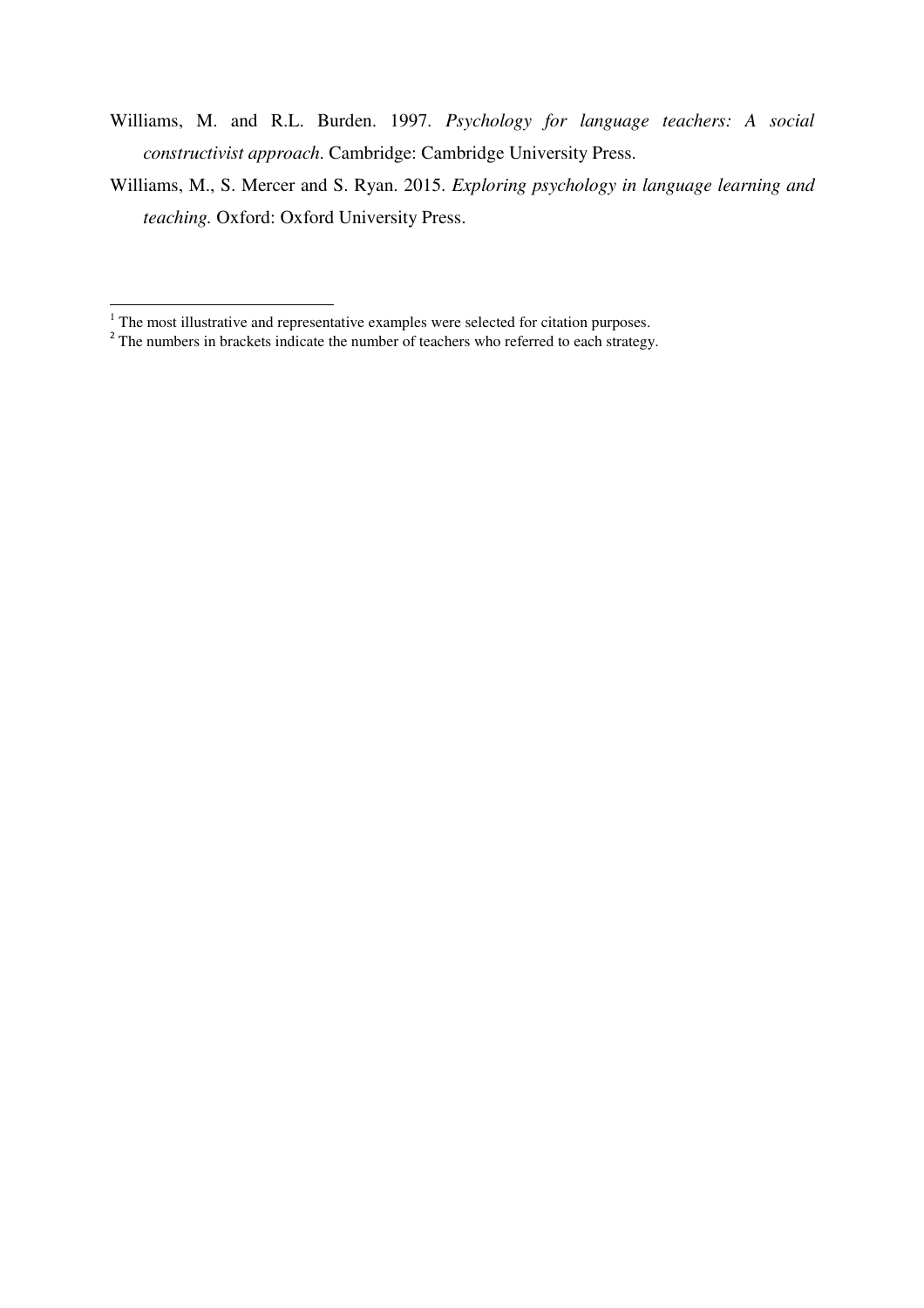Williams, M. and R.L. Burden. 1997. *Psychology for language teachers: A social constructivist approach*. Cambridge: Cambridge University Press.

Williams, M., S. Mercer and S. Ryan. 2015. *Exploring psychology in language learning and teaching*. Oxford: Oxford University Press.

---

[1] The most illustrative and representative examples were selected for citation purposes.

[2] The numbers in brackets indicate the number of teachers who referred to each strategy.